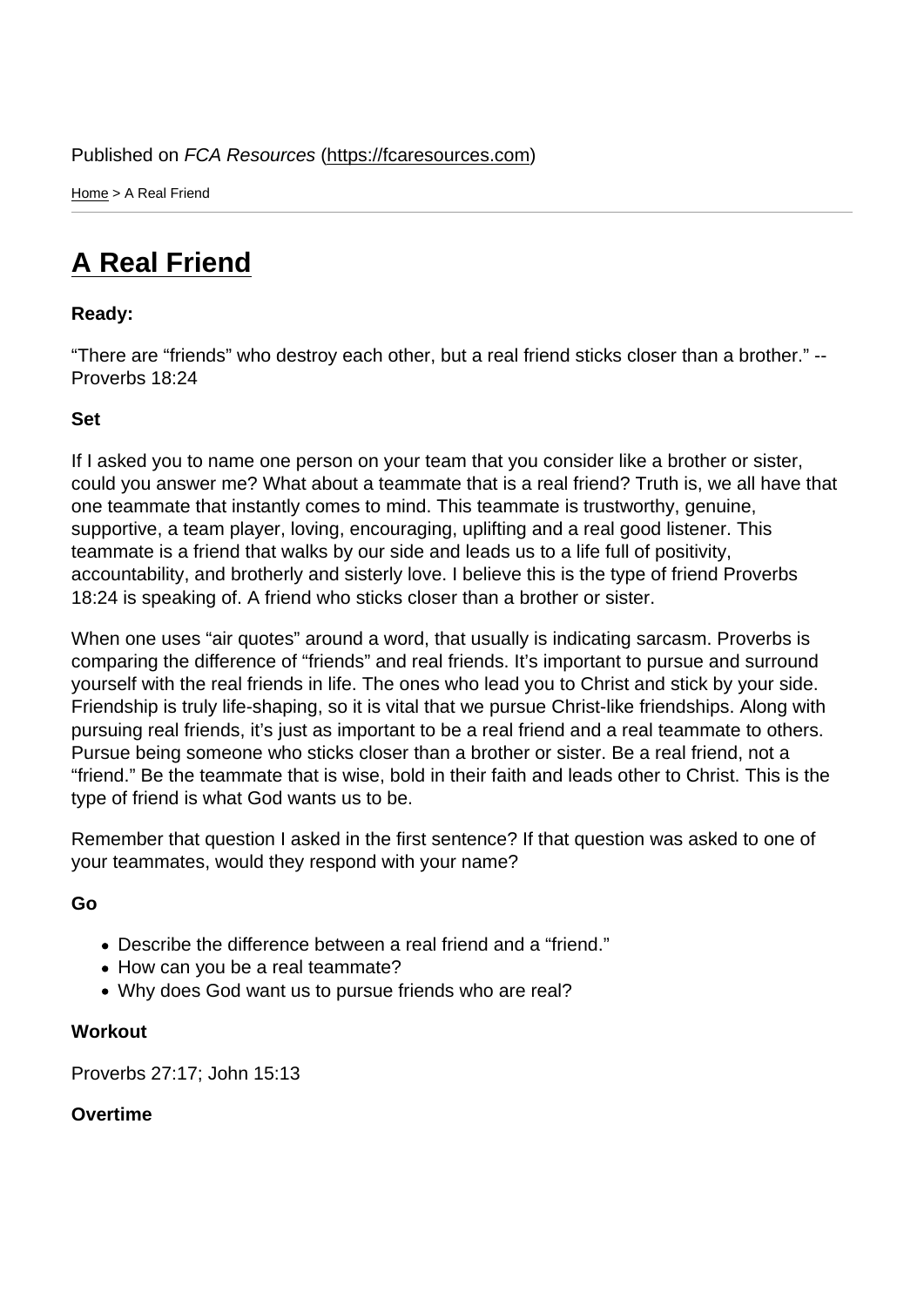Published on *FCA Resources* (https://fcaresources.com)

Home > A Real Friend

# A Real Friend

**Ready:**

“There are “friends” who destroy each other, but a real friend sticks closer than a brother.” -- Proverbs 18:24

**Set**

If I asked you to name one person on your team that you consider like a brother or sister, could you answer me? What about a teammate that is a real friend? Truth is, we all have that one teammate that instantly comes to mind. This teammate is trustworthy, genuine, supportive, a team player, loving, encouraging, uplifting and a real good listener. This teammate is a friend that walks by our side and leads us to a life full of positivity, accountability, and brotherly and sisterly love. I believe this is the type of friend Proverbs 18:24 is speaking of. A friend who sticks closer than a brother or sister.

When one uses “air quotes” around a word, that usually is indicating sarcasm. Proverbs is comparing the difference of “friends” and real friends. It’s important to pursue and surround yourself with the real friends in life. The ones who lead you to Christ and stick by your side. Friendship is truly life-shaping, so it is vital that we pursue Christ-like friendships. Along with pursuing real friends, it’s just as important to be a real friend and a real teammate to others. Pursue being someone who sticks closer than a brother or sister. Be a real friend, not a “friend.” Be the teammate that is wise, bold in their faith and leads other to Christ. This is the type of friend is what God wants us to be.

Remember that question I asked in the first sentence? If that question was asked to one of your teammates, would they respond with your name?

**Go**

- Describe the difference between a real friend and a “friend.”
- How can you be a real teammate?
- Why does God want us to pursue friends who are real?

**Workout**

Proverbs 27:17; John 15:13

**Overtime**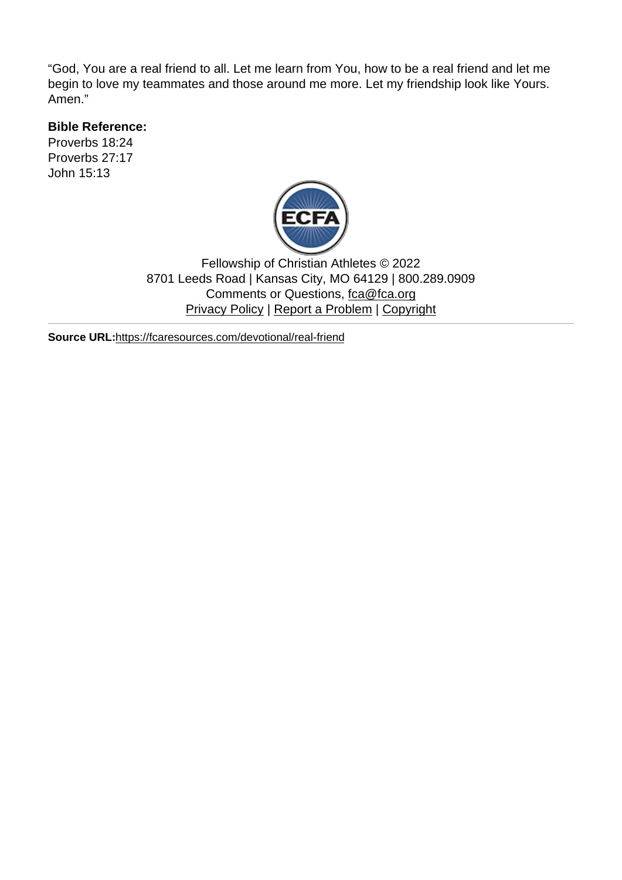“God, You are a real friend to all. Let me learn from You, how to be a real friend and let me begin to love my teammates and those around me more. Let my friendship look like Yours. Amen.”

**Bible Reference:**
Proverbs 18:24
Proverbs 27:17
John 15:13

Fellowship of Christian Athletes © 2022
8701 Leeds Road | Kansas City, MO 64129 | 800.289.0909
Comments or Questions, fca@fca.org
Privacy Policy | Report a Problem | Copyright

**Source URL:**https://fcaresources.com/devotional/real-friend